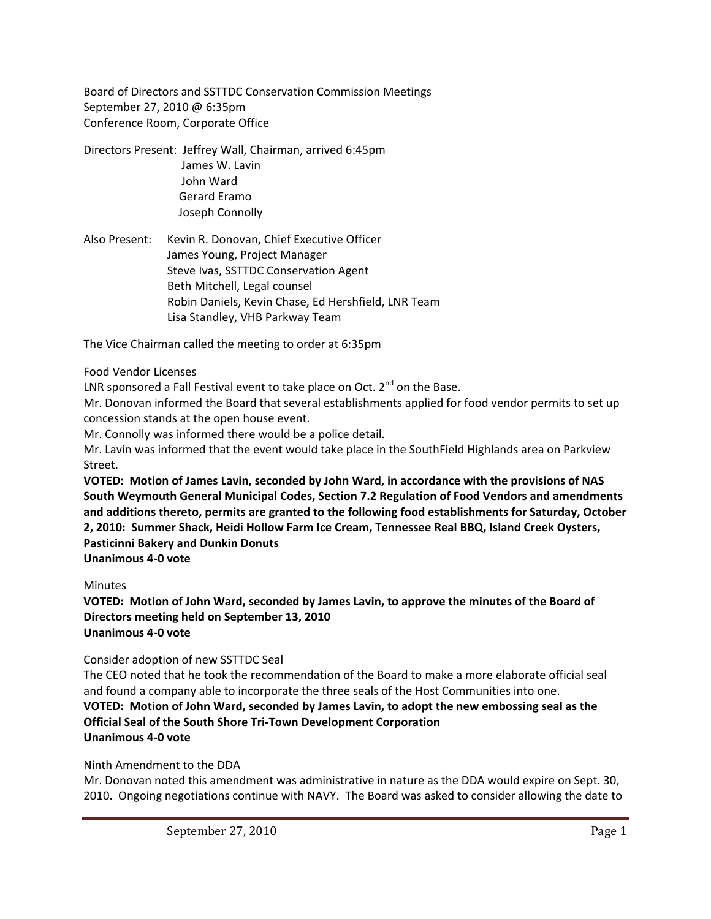Board of Directors and SSTTDC Conservation Commission Meetings
September 27, 2010 @ 6:35pm
Conference Room, Corporate Office

Directors Present: Jeffrey Wall, Chairman, arrived 6:45pm
James W. Lavin
John Ward
Gerard Eramo
Joseph Connolly

Also Present: Kevin R. Donovan, Chief Executive Officer
James Young, Project Manager
Steve Ivas, SSTTDC Conservation Agent
Beth Mitchell, Legal counsel
Robin Daniels, Kevin Chase, Ed Hershfield, LNR Team
Lisa Standley, VHB Parkway Team

The Vice Chairman called the meeting to order at 6:35pm

Food Vendor Licenses

LNR sponsored a Fall Festival event to take place on Oct. 2nd on the Base.

Mr. Donovan informed the Board that several establishments applied for food vendor permits to set up concession stands at the open house event.

Mr. Connolly was informed there would be a police detail.

Mr. Lavin was informed that the event would take place in the SouthField Highlands area on Parkview Street.

**VOTED: Motion of James Lavin, seconded by John Ward, in accordance with the provisions of NAS South Weymouth General Municipal Codes, Section 7.2 Regulation of Food Vendors and amendments and additions thereto, permits are granted to the following food establishments for Saturday, October 2, 2010: Summer Shack, Heidi Hollow Farm Ice Cream, Tennessee Real BBQ, Island Creek Oysters, Pasticinni Bakery and Dunkin Donuts**
**Unanimous 4-0 vote**

Minutes

**VOTED: Motion of John Ward, seconded by James Lavin, to approve the minutes of the Board of Directors meeting held on September 13, 2010**
**Unanimous 4-0 vote**

Consider adoption of new SSTTDC Seal

The CEO noted that he took the recommendation of the Board to make a more elaborate official seal and found a company able to incorporate the three seals of the Host Communities into one.

**VOTED: Motion of John Ward, seconded by James Lavin, to adopt the new embossing seal as the Official Seal of the South Shore Tri-Town Development Corporation**
**Unanimous 4-0 vote**

Ninth Amendment to the DDA

Mr. Donovan noted this amendment was administrative in nature as the DDA would expire on Sept. 30, 2010. Ongoing negotiations continue with NAVY. The Board was asked to consider allowing the date to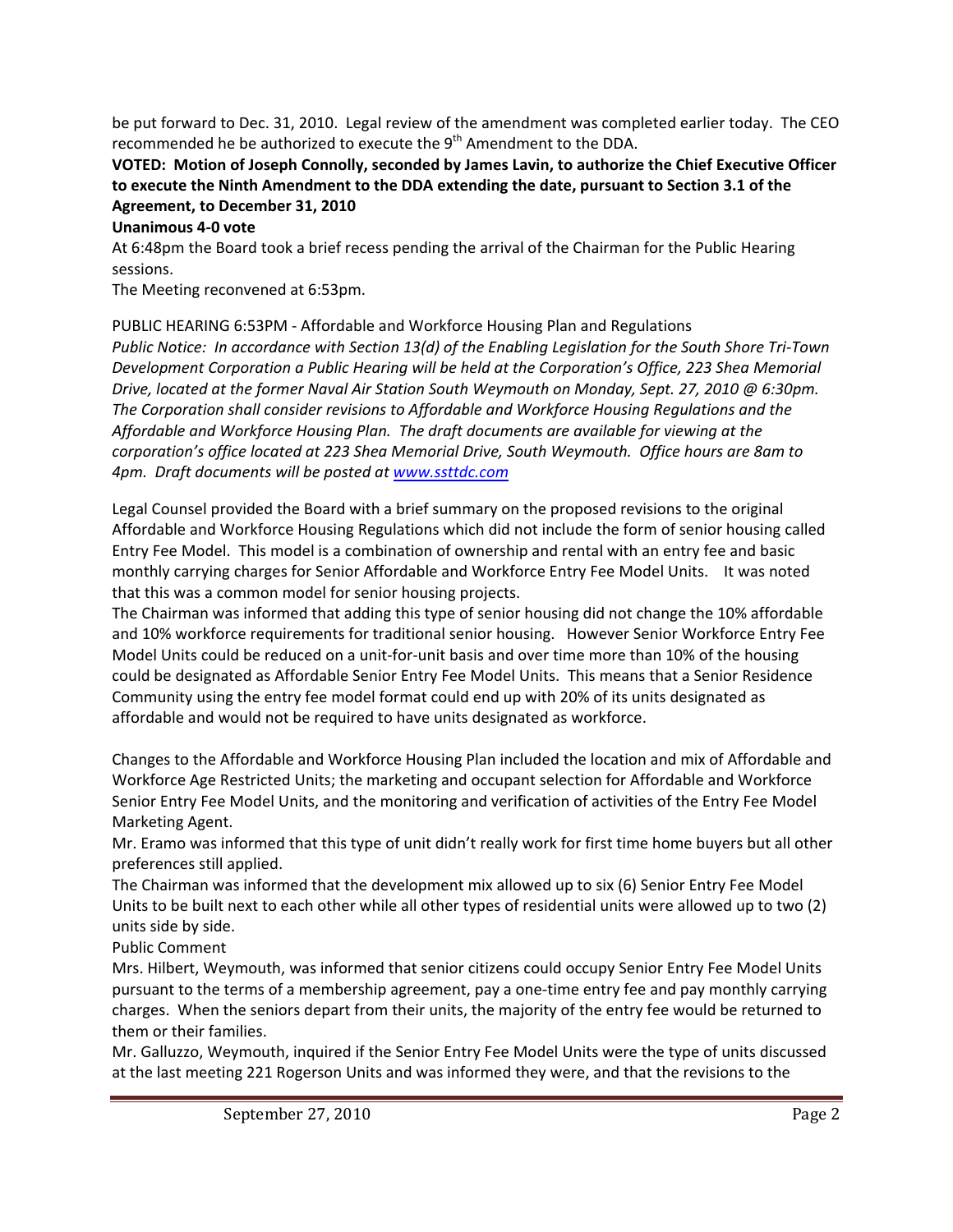be put forward to Dec. 31, 2010. Legal review of the amendment was completed earlier today. The CEO recommended he be authorized to execute the 9th Amendment to the DDA.

**VOTED: Motion of Joseph Connolly, seconded by James Lavin, to authorize the Chief Executive Officer to execute the Ninth Amendment to the DDA extending the date, pursuant to Section 3.1 of the Agreement, to December 31, 2010**

**Unanimous 4-0 vote**

At 6:48pm the Board took a brief recess pending the arrival of the Chairman for the Public Hearing sessions.

The Meeting reconvened at 6:53pm.

PUBLIC HEARING 6:53PM - Affordable and Workforce Housing Plan and Regulations

*Public Notice: In accordance with Section 13(d) of the Enabling Legislation for the South Shore Tri-Town Development Corporation a Public Hearing will be held at the Corporation's Office, 223 Shea Memorial Drive, located at the former Naval Air Station South Weymouth on Monday, Sept. 27, 2010 @ 6:30pm. The Corporation shall consider revisions to Affordable and Workforce Housing Regulations and the Affordable and Workforce Housing Plan. The draft documents are available for viewing at the corporation's office located at 223 Shea Memorial Drive, South Weymouth. Office hours are 8am to 4pm. Draft documents will be posted at www.ssttdc.com*

Legal Counsel provided the Board with a brief summary on the proposed revisions to the original Affordable and Workforce Housing Regulations which did not include the form of senior housing called Entry Fee Model. This model is a combination of ownership and rental with an entry fee and basic monthly carrying charges for Senior Affordable and Workforce Entry Fee Model Units. It was noted that this was a common model for senior housing projects.

The Chairman was informed that adding this type of senior housing did not change the 10% affordable and 10% workforce requirements for traditional senior housing. However Senior Workforce Entry Fee Model Units could be reduced on a unit-for-unit basis and over time more than 10% of the housing could be designated as Affordable Senior Entry Fee Model Units. This means that a Senior Residence Community using the entry fee model format could end up with 20% of its units designated as affordable and would not be required to have units designated as workforce.

Changes to the Affordable and Workforce Housing Plan included the location and mix of Affordable and Workforce Age Restricted Units; the marketing and occupant selection for Affordable and Workforce Senior Entry Fee Model Units, and the monitoring and verification of activities of the Entry Fee Model Marketing Agent.

Mr. Eramo was informed that this type of unit didn't really work for first time home buyers but all other preferences still applied.

The Chairman was informed that the development mix allowed up to six (6) Senior Entry Fee Model Units to be built next to each other while all other types of residential units were allowed up to two (2) units side by side.

Public Comment

Mrs. Hilbert, Weymouth, was informed that senior citizens could occupy Senior Entry Fee Model Units pursuant to the terms of a membership agreement, pay a one-time entry fee and pay monthly carrying charges. When the seniors depart from their units, the majority of the entry fee would be returned to them or their families.

Mr. Galluzzo, Weymouth, inquired if the Senior Entry Fee Model Units were the type of units discussed at the last meeting 221 Rogerson Units and was informed they were, and that the revisions to the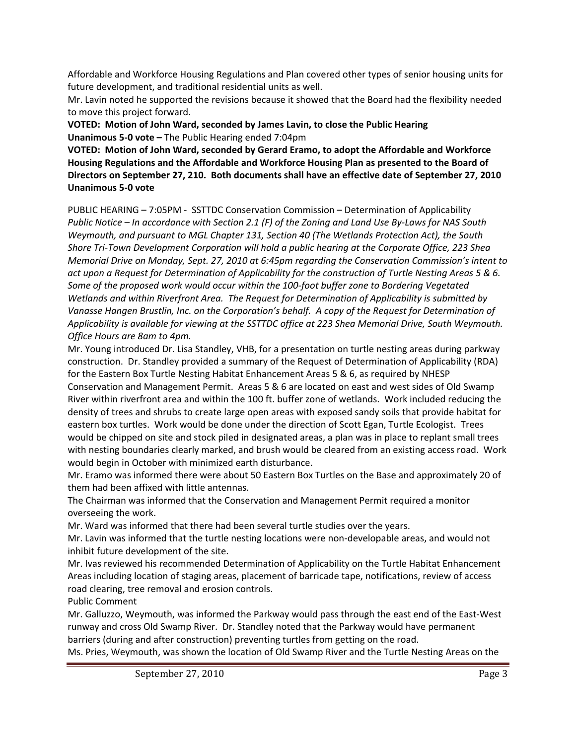Affordable and Workforce Housing Regulations and Plan covered other types of senior housing units for future development, and traditional residential units as well.

Mr. Lavin noted he supported the revisions because it showed that the Board had the flexibility needed to move this project forward.

**VOTED: Motion of John Ward, seconded by James Lavin, to close the Public Hearing**
**Unanimous 5-0 vote –** The Public Hearing ended 7:04pm

**VOTED: Motion of John Ward, seconded by Gerard Eramo, to adopt the Affordable and Workforce Housing Regulations and the Affordable and Workforce Housing Plan as presented to the Board of Directors on September 27, 210. Both documents shall have an effective date of September 27, 2010**
**Unanimous 5-0 vote**

PUBLIC HEARING – 7:05PM - SSTTDC Conservation Commission – Determination of Applicability
*Public Notice – In accordance with Section 2.1 (F) of the Zoning and Land Use By-Laws for NAS South Weymouth, and pursuant to MGL Chapter 131, Section 40 (The Wetlands Protection Act), the South Shore Tri-Town Development Corporation will hold a public hearing at the Corporate Office, 223 Shea Memorial Drive on Monday, Sept. 27, 2010 at 6:45pm regarding the Conservation Commission's intent to act upon a Request for Determination of Applicability for the construction of Turtle Nesting Areas 5 & 6. Some of the proposed work would occur within the 100-foot buffer zone to Bordering Vegetated Wetlands and within Riverfront Area. The Request for Determination of Applicability is submitted by Vanasse Hangen Brustlin, Inc. on the Corporation's behalf. A copy of the Request for Determination of Applicability is available for viewing at the SSTTDC office at 223 Shea Memorial Drive, South Weymouth. Office Hours are 8am to 4pm.*

Mr. Young introduced Dr. Lisa Standley, VHB, for a presentation on turtle nesting areas during parkway construction. Dr. Standley provided a summary of the Request of Determination of Applicability (RDA) for the Eastern Box Turtle Nesting Habitat Enhancement Areas 5 & 6, as required by NHESP Conservation and Management Permit. Areas 5 & 6 are located on east and west sides of Old Swamp River within riverfront area and within the 100 ft. buffer zone of wetlands. Work included reducing the density of trees and shrubs to create large open areas with exposed sandy soils that provide habitat for eastern box turtles. Work would be done under the direction of Scott Egan, Turtle Ecologist. Trees would be chipped on site and stock piled in designated areas, a plan was in place to replant small trees with nesting boundaries clearly marked, and brush would be cleared from an existing access road. Work would begin in October with minimized earth disturbance.

Mr. Eramo was informed there were about 50 Eastern Box Turtles on the Base and approximately 20 of them had been affixed with little antennas.

The Chairman was informed that the Conservation and Management Permit required a monitor overseeing the work.

Mr. Ward was informed that there had been several turtle studies over the years.

Mr. Lavin was informed that the turtle nesting locations were non-developable areas, and would not inhibit future development of the site.

Mr. Ivas reviewed his recommended Determination of Applicability on the Turtle Habitat Enhancement Areas including location of staging areas, placement of barricade tape, notifications, review of access road clearing, tree removal and erosion controls.

Public Comment

Mr. Galluzzo, Weymouth, was informed the Parkway would pass through the east end of the East-West runway and cross Old Swamp River. Dr. Standley noted that the Parkway would have permanent barriers (during and after construction) preventing turtles from getting on the road.

Ms. Pries, Weymouth, was shown the location of Old Swamp River and the Turtle Nesting Areas on the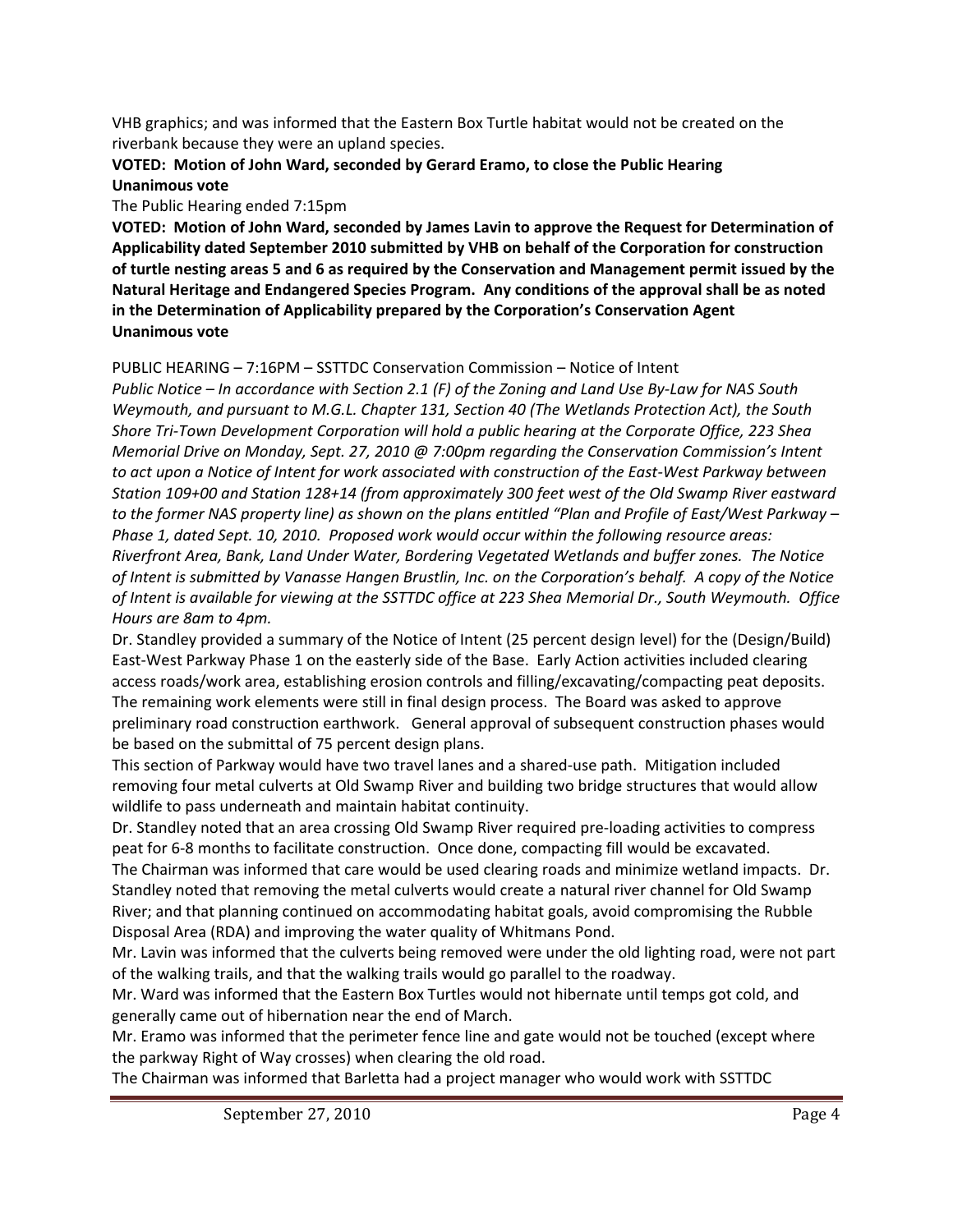VHB graphics; and was informed that the Eastern Box Turtle habitat would not be created on the riverbank because they were an upland species.

**VOTED: Motion of John Ward, seconded by Gerard Eramo, to close the Public Hearing**
**Unanimous vote**

The Public Hearing ended 7:15pm

**VOTED: Motion of John Ward, seconded by James Lavin to approve the Request for Determination of Applicability dated September 2010 submitted by VHB on behalf of the Corporation for construction of turtle nesting areas 5 and 6 as required by the Conservation and Management permit issued by the Natural Heritage and Endangered Species Program. Any conditions of the approval shall be as noted in the Determination of Applicability prepared by the Corporation's Conservation Agent**
**Unanimous vote**

PUBLIC HEARING – 7:16PM – SSTTDC Conservation Commission – Notice of Intent

*Public Notice – In accordance with Section 2.1 (F) of the Zoning and Land Use By-Law for NAS South Weymouth, and pursuant to M.G.L. Chapter 131, Section 40 (The Wetlands Protection Act), the South Shore Tri-Town Development Corporation will hold a public hearing at the Corporate Office, 223 Shea Memorial Drive on Monday, Sept. 27, 2010 @ 7:00pm regarding the Conservation Commission's Intent to act upon a Notice of Intent for work associated with construction of the East-West Parkway between Station 109+00 and Station 128+14 (from approximately 300 feet west of the Old Swamp River eastward to the former NAS property line) as shown on the plans entitled "Plan and Profile of East/West Parkway – Phase 1, dated Sept. 10, 2010. Proposed work would occur within the following resource areas: Riverfront Area, Bank, Land Under Water, Bordering Vegetated Wetlands and buffer zones. The Notice of Intent is submitted by Vanasse Hangen Brustlin, Inc. on the Corporation's behalf. A copy of the Notice of Intent is available for viewing at the SSTTDC office at 223 Shea Memorial Dr., South Weymouth. Office Hours are 8am to 4pm.*

Dr. Standley provided a summary of the Notice of Intent (25 percent design level) for the (Design/Build) East-West Parkway Phase 1 on the easterly side of the Base. Early Action activities included clearing access roads/work area, establishing erosion controls and filling/excavating/compacting peat deposits. The remaining work elements were still in final design process. The Board was asked to approve preliminary road construction earthwork. General approval of subsequent construction phases would be based on the submittal of 75 percent design plans.

This section of Parkway would have two travel lanes and a shared-use path. Mitigation included removing four metal culverts at Old Swamp River and building two bridge structures that would allow wildlife to pass underneath and maintain habitat continuity.

Dr. Standley noted that an area crossing Old Swamp River required pre-loading activities to compress peat for 6-8 months to facilitate construction. Once done, compacting fill would be excavated.

The Chairman was informed that care would be used clearing roads and minimize wetland impacts. Dr. Standley noted that removing the metal culverts would create a natural river channel for Old Swamp River; and that planning continued on accommodating habitat goals, avoid compromising the Rubble Disposal Area (RDA) and improving the water quality of Whitmans Pond.

Mr. Lavin was informed that the culverts being removed were under the old lighting road, were not part of the walking trails, and that the walking trails would go parallel to the roadway.

Mr. Ward was informed that the Eastern Box Turtles would not hibernate until temps got cold, and generally came out of hibernation near the end of March.

Mr. Eramo was informed that the perimeter fence line and gate would not be touched (except where the parkway Right of Way crosses) when clearing the old road.

The Chairman was informed that Barletta had a project manager who would work with SSTTDC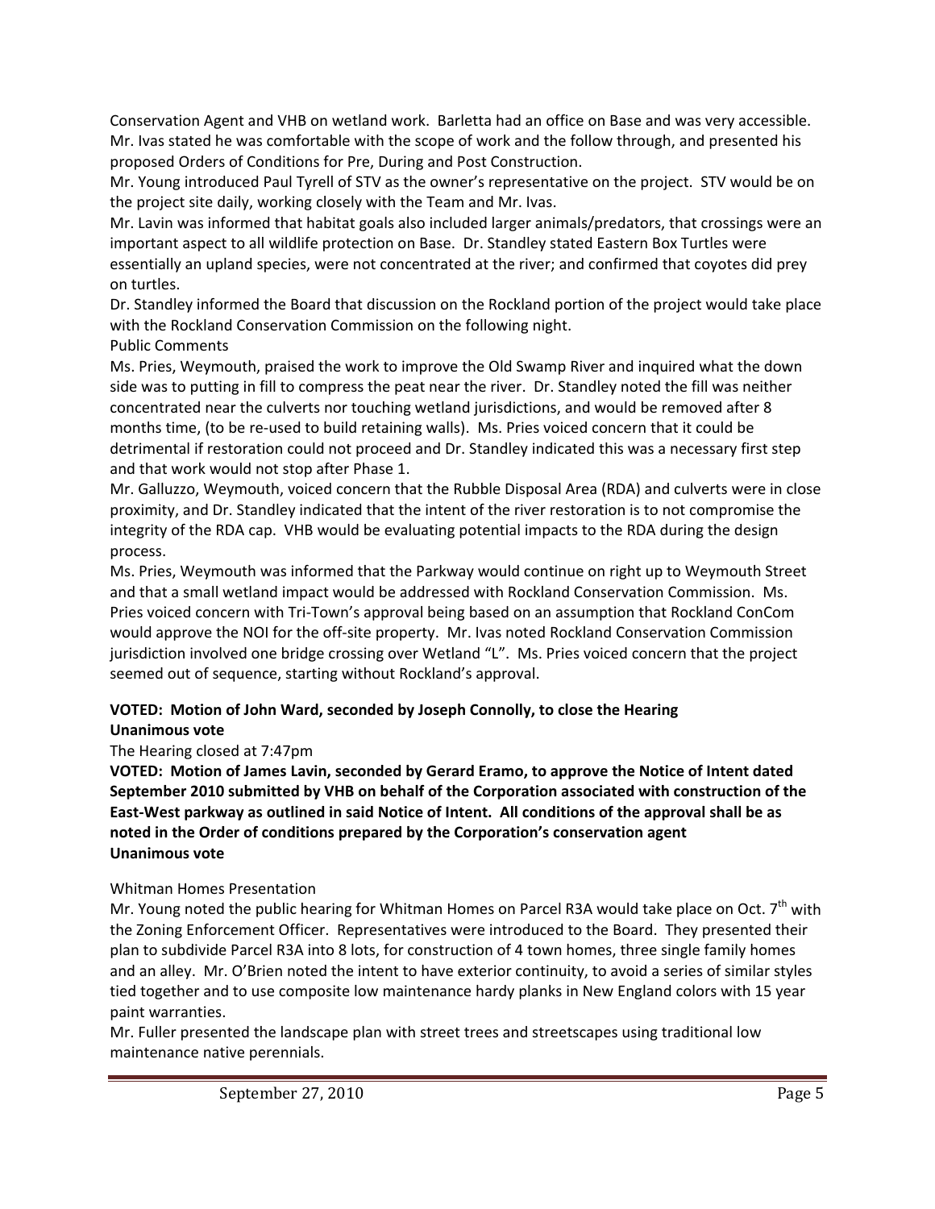Conservation Agent and VHB on wetland work. Barletta had an office on Base and was very accessible. Mr. Ivas stated he was comfortable with the scope of work and the follow through, and presented his proposed Orders of Conditions for Pre, During and Post Construction.

Mr. Young introduced Paul Tyrell of STV as the owner's representative on the project. STV would be on the project site daily, working closely with the Team and Mr. Ivas.

Mr. Lavin was informed that habitat goals also included larger animals/predators, that crossings were an important aspect to all wildlife protection on Base. Dr. Standley stated Eastern Box Turtles were essentially an upland species, were not concentrated at the river; and confirmed that coyotes did prey on turtles.

Dr. Standley informed the Board that discussion on the Rockland portion of the project would take place with the Rockland Conservation Commission on the following night.

Public Comments

Ms. Pries, Weymouth, praised the work to improve the Old Swamp River and inquired what the down side was to putting in fill to compress the peat near the river. Dr. Standley noted the fill was neither concentrated near the culverts nor touching wetland jurisdictions, and would be removed after 8 months time, (to be re-used to build retaining walls). Ms. Pries voiced concern that it could be detrimental if restoration could not proceed and Dr. Standley indicated this was a necessary first step and that work would not stop after Phase 1.

Mr. Galluzzo, Weymouth, voiced concern that the Rubble Disposal Area (RDA) and culverts were in close proximity, and Dr. Standley indicated that the intent of the river restoration is to not compromise the integrity of the RDA cap. VHB would be evaluating potential impacts to the RDA during the design process.

Ms. Pries, Weymouth was informed that the Parkway would continue on right up to Weymouth Street and that a small wetland impact would be addressed with Rockland Conservation Commission. Ms. Pries voiced concern with Tri-Town's approval being based on an assumption that Rockland ConCom would approve the NOI for the off-site property. Mr. Ivas noted Rockland Conservation Commission jurisdiction involved one bridge crossing over Wetland "L". Ms. Pries voiced concern that the project seemed out of sequence, starting without Rockland's approval.

**VOTED: Motion of John Ward, seconded by Joseph Connolly, to close the Hearing**
**Unanimous vote**

The Hearing closed at 7:47pm

**VOTED: Motion of James Lavin, seconded by Gerard Eramo, to approve the Notice of Intent dated September 2010 submitted by VHB on behalf of the Corporation associated with construction of the East-West parkway as outlined in said Notice of Intent. All conditions of the approval shall be as noted in the Order of conditions prepared by the Corporation's conservation agent**
**Unanimous vote**

Whitman Homes Presentation

Mr. Young noted the public hearing for Whitman Homes on Parcel R3A would take place on Oct. 7th with the Zoning Enforcement Officer. Representatives were introduced to the Board. They presented their plan to subdivide Parcel R3A into 8 lots, for construction of 4 town homes, three single family homes and an alley. Mr. O'Brien noted the intent to have exterior continuity, to avoid a series of similar styles tied together and to use composite low maintenance hardy planks in New England colors with 15 year paint warranties.

Mr. Fuller presented the landscape plan with street trees and streetscapes using traditional low maintenance native perennials.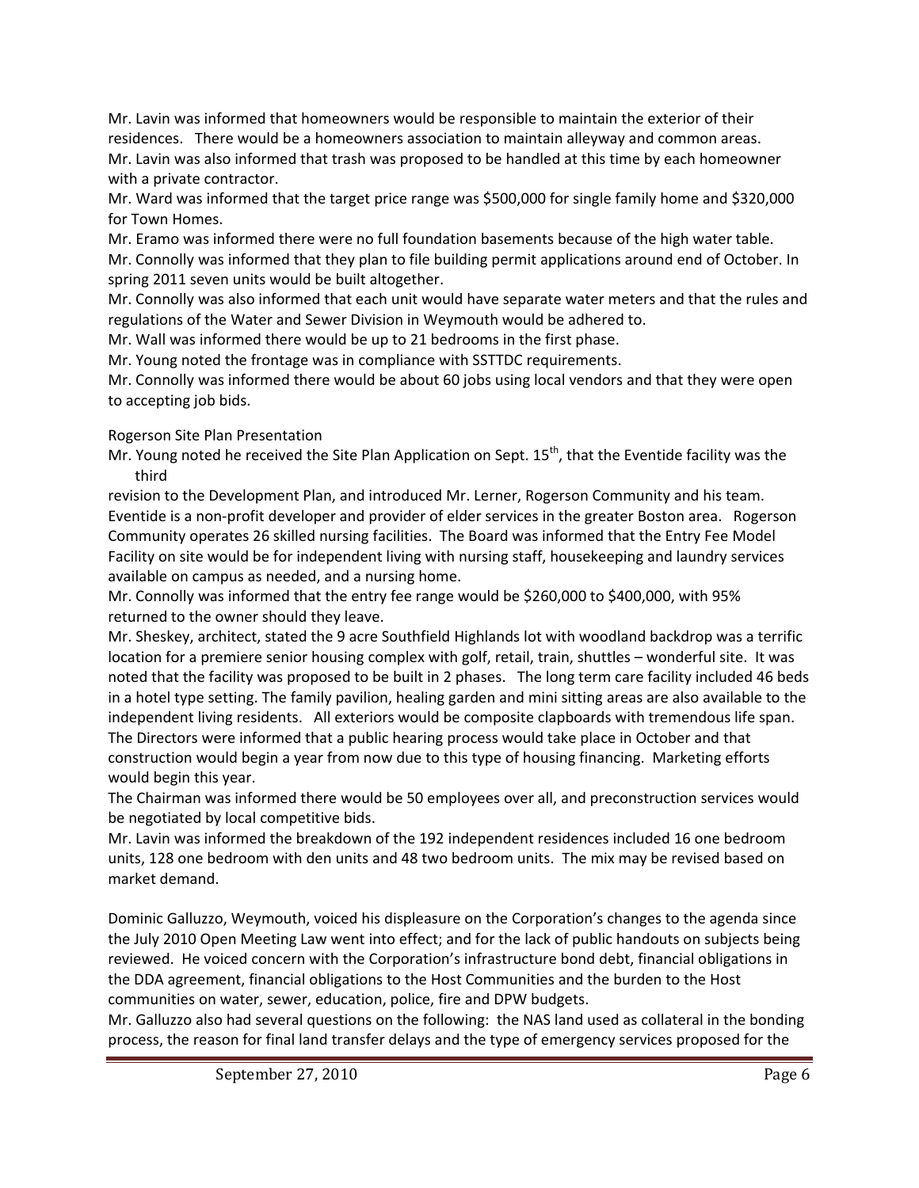Mr. Lavin was informed that homeowners would be responsible to maintain the exterior of their residences. There would be a homeowners association to maintain alleyway and common areas. Mr. Lavin was also informed that trash was proposed to be handled at this time by each homeowner with a private contractor.

Mr. Ward was informed that the target price range was $500,000 for single family home and $320,000 for Town Homes.

Mr. Eramo was informed there were no full foundation basements because of the high water table.

Mr. Connolly was informed that they plan to file building permit applications around end of October. In spring 2011 seven units would be built altogether.

Mr. Connolly was also informed that each unit would have separate water meters and that the rules and regulations of the Water and Sewer Division in Weymouth would be adhered to.

Mr. Wall was informed there would be up to 21 bedrooms in the first phase.

Mr. Young noted the frontage was in compliance with SSTTDC requirements.

Mr. Connolly was informed there would be about 60 jobs using local vendors and that they were open to accepting job bids.

Rogerson Site Plan Presentation

Mr. Young noted he received the Site Plan Application on Sept. 15th, that the Eventide facility was the third revision to the Development Plan, and introduced Mr. Lerner, Rogerson Community and his team. Eventide is a non-profit developer and provider of elder services in the greater Boston area. Rogerson Community operates 26 skilled nursing facilities. The Board was informed that the Entry Fee Model Facility on site would be for independent living with nursing staff, housekeeping and laundry services available on campus as needed, and a nursing home.

Mr. Connolly was informed that the entry fee range would be $260,000 to $400,000, with 95% returned to the owner should they leave.

Mr. Sheskey, architect, stated the 9 acre Southfield Highlands lot with woodland backdrop was a terrific location for a premiere senior housing complex with golf, retail, train, shuttles – wonderful site. It was noted that the facility was proposed to be built in 2 phases. The long term care facility included 46 beds in a hotel type setting. The family pavilion, healing garden and mini sitting areas are also available to the independent living residents. All exteriors would be composite clapboards with tremendous life span. The Directors were informed that a public hearing process would take place in October and that construction would begin a year from now due to this type of housing financing. Marketing efforts would begin this year.

The Chairman was informed there would be 50 employees over all, and preconstruction services would be negotiated by local competitive bids.

Mr. Lavin was informed the breakdown of the 192 independent residences included 16 one bedroom units, 128 one bedroom with den units and 48 two bedroom units. The mix may be revised based on market demand.

Dominic Galluzzo, Weymouth, voiced his displeasure on the Corporation's changes to the agenda since the July 2010 Open Meeting Law went into effect; and for the lack of public handouts on subjects being reviewed. He voiced concern with the Corporation's infrastructure bond debt, financial obligations in the DDA agreement, financial obligations to the Host Communities and the burden to the Host communities on water, sewer, education, police, fire and DPW budgets.

Mr. Galluzzo also had several questions on the following: the NAS land used as collateral in the bonding process, the reason for final land transfer delays and the type of emergency services proposed for the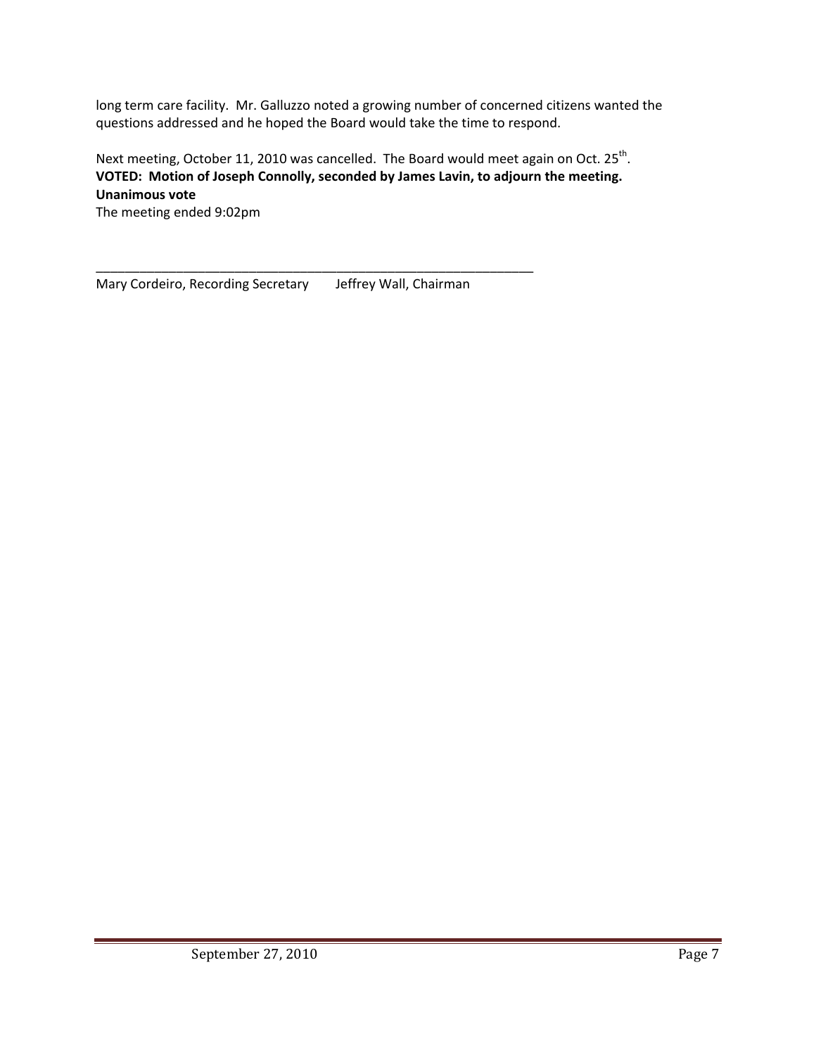long term care facility. Mr. Galluzzo noted a growing number of concerned citizens wanted the questions addressed and he hoped the Board would take the time to respond.

Next meeting, October 11, 2010 was cancelled. The Board would meet again on Oct. 25th.

**VOTED: Motion of Joseph Connolly, seconded by James Lavin, to adjourn the meeting. Unanimous vote**

The meeting ended 9:02pm

\_\_\_\_\_\_\_\_\_\_\_\_\_\_\_\_\_\_\_\_\_\_\_\_\_\_\_\_\_\_\_\_\_\_\_\_\_\_\_\_\_\_\_\_\_\_\_\_\_\_\_\_\_\_\_\_\_\_\_\_

Mary Cordeiro, Recording Secretary        Jeffrey Wall, Chairman